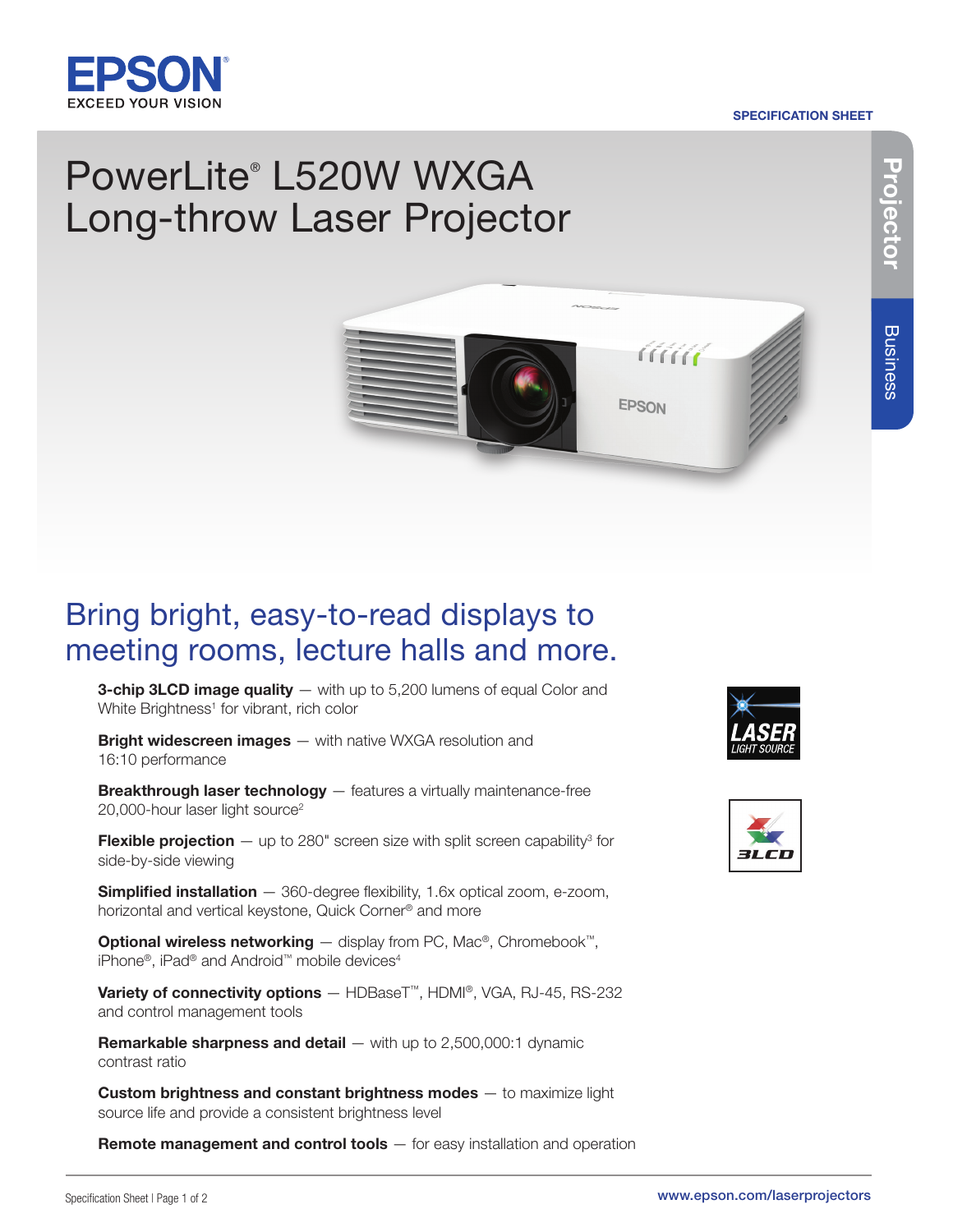EPSON
EXCEED YOUR VISION

SPECIFICATION SHEET

# PowerLite® L520W WXGA Long-throw Laser Projector

Projector | Business

## Bring bright, easy-to-read displays to meeting rooms, lecture halls and more.

**3-chip 3LCD image quality** — with up to 5,200 lumens of equal Color and White Brightness[1] for vibrant, rich color

**Bright widescreen images** — with native WXGA resolution and 16:10 performance

**Breakthrough laser technology** — features a virtually maintenance-free 20,000-hour laser light source[2]

**Flexible projection** — up to 280" screen size with split screen capability[3] for side-by-side viewing

**Simplified installation** — 360-degree flexibility, 1.6x optical zoom, e-zoom, horizontal and vertical keystone, Quick Corner® and more

**Optional wireless networking** — display from PC, Mac®, Chromebook™, iPhone®, iPad® and Android™ mobile devices[4]

**Variety of connectivity options** — HDBaseT™, HDMI®, VGA, RJ-45, RS-232 and control management tools

**Remarkable sharpness and detail** — with up to 2,500,000:1 dynamic contrast ratio

**Custom brightness and constant brightness modes** — to maximize light source life and provide a consistent brightness level

**Remote management and control tools** — for easy installation and operation

LASER LIGHT SOURCE

3LCD

www.epson.com/laserprojectors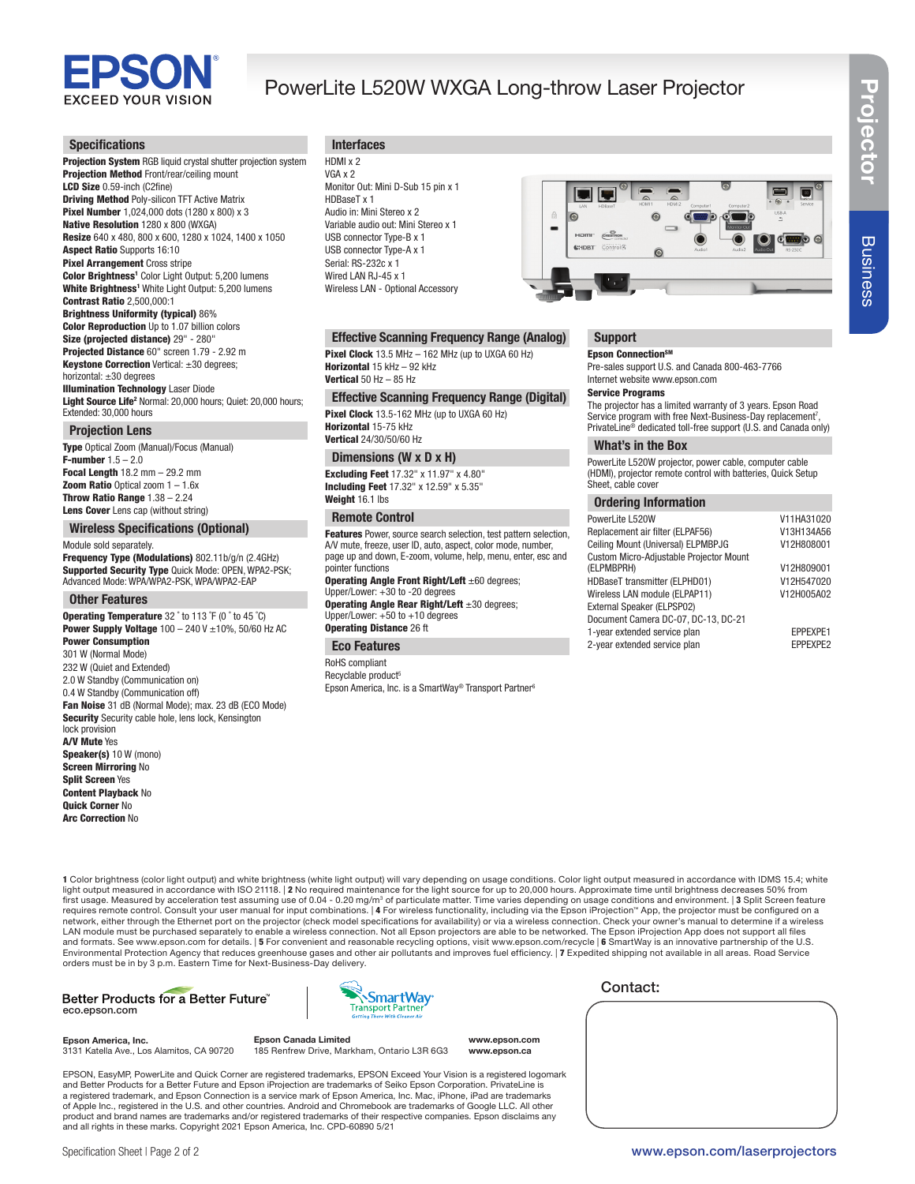# PowerLite L520W WXGA Long-throw Laser Projector

Projector | Business

## Specifications

**Projection System** RGB liquid crystal shutter projection system
**Projection Method** Front/rear/ceiling mount
**LCD Size** 0.59-inch (C2fine)
**Driving Method** Poly-silicon TFT Active Matrix
**Pixel Number** 1,024,000 dots (1280 x 800) x 3
**Native Resolution** 1280 x 800 (WXGA)
**Resize** 640 x 480, 800 x 600, 1280 x 1024, 1400 x 1050
**Aspect Ratio** Supports 16:10
**Pixel Arrangement** Cross stripe
**Color Brightness**[1] Color Light Output: 5,200 lumens
**White Brightness**[1] White Light Output: 5,200 lumens
**Contrast Ratio** 2,500,000:1
**Brightness Uniformity (typical)** 86%
**Color Reproduction** Up to 1.07 billion colors
**Size (projected distance)** 29" - 280"
**Projected Distance** 60" screen 1.79 - 2.92 m
**Keystone Correction** Vertical: ±30 degrees; horizontal: ±30 degrees
**Illumination Technology** Laser Diode
**Light Source Life**[2] Normal: 20,000 hours; Quiet: 20,000 hours; Extended: 30,000 hours

## Projection Lens

**Type** Optical Zoom (Manual)/Focus (Manual)
**F-number** 1.5 – 2.0
**Focal Length** 18.2 mm – 29.2 mm
**Zoom Ratio** Optical zoom 1 – 1.6x
**Throw Ratio Range** 1.38 – 2.24
**Lens Cover** Lens cap (without string)

## Wireless Specifications (Optional)

Module sold separately.
**Frequency Type (Modulations)** 802.11b/g/n (2.4GHz)
**Supported Security Type** Quick Mode: OPEN, WPA2-PSK; Advanced Mode: WPA/WPA2-PSK, WPA/WPA2-EAP

## Other Features

**Operating Temperature** 32 ˚ to 113 ˚F (0 ˚ to 45 ˚C)
**Power Supply Voltage** 100 – 240 V ±10%, 50/60 Hz AC
**Power Consumption**
301 W (Normal Mode)
232 W (Quiet and Extended)
2.0 W Standby (Communication on)
0.4 W Standby (Communication off)
**Fan Noise** 31 dB (Normal Mode); max. 23 dB (ECO Mode)
**Security** Security cable hole, lens lock, Kensington lock provision
**A/V Mute** Yes
**Speaker(s)** 10 W (mono)
**Screen Mirroring** No
**Split Screen** Yes
**Content Playback** No
**Quick Corner** No
**Arc Correction** No

## Interfaces

HDMI x 2
VGA x 2
Monitor Out: Mini D-Sub 15 pin x 1
HDBaseT x 1
Audio in: Mini Stereo x 2
Variable audio out: Mini Stereo x 1
USB connector Type-B x 1
USB connector Type-A x 1
Serial: RS-232c x 1
Wired LAN RJ-45 x 1
Wireless LAN - Optional Accessory

## Effective Scanning Frequency Range (Analog)

**Pixel Clock** 13.5 MHz – 162 MHz (up to UXGA 60 Hz)
**Horizontal** 15 kHz – 92 kHz
**Vertical** 50 Hz – 85 Hz

## Effective Scanning Frequency Range (Digital)

**Pixel Clock** 13.5-162 MHz (up to UXGA 60 Hz)
**Horizontal** 15-75 kHz
**Vertical** 24/30/50/60 Hz

## Dimensions (W x D x H)

**Excluding Feet** 17.32" x 11.97" x 4.80"
**Including Feet** 17.32" x 12.59" x 5.35"
**Weight** 16.1 lbs

## Remote Control

**Features** Power, source search selection, test pattern selection, A/V mute, freeze, user ID, auto, aspect, color mode, number, page up and down, E-zoom, volume, help, menu, enter, esc and pointer functions
**Operating Angle Front Right/Left** ±60 degrees; Upper/Lower: +30 to -20 degrees
**Operating Angle Rear Right/Left** ±30 degrees; Upper/Lower: +50 to +10 degrees
**Operating Distance** 26 ft

## Eco Features

RoHS compliant
Recyclable product[5]
Epson America, Inc. is a SmartWay® Transport Partner[6]

## Support

**Epson Connection℠**
Pre-sales support U.S. and Canada 800-463-7766
Internet website www.epson.com
**Service Programs**
The projector has a limited warranty of 3 years. Epson Road Service program with free Next-Business-Day replacement[7], PrivateLine® dedicated toll-free support (U.S. and Canada only)

## What's in the Box

PowerLite L520W projector, power cable, computer cable (HDMI), projector remote control with batteries, Quick Setup Sheet, cable cover

## Ordering Information

| | |
|---|---|
| PowerLite L520W | V11HA31020 |
| Replacement air filter (ELPAF56) | V13H134A56 |
| Ceiling Mount (Universal) ELPMBPJG | V12H808001 |
| Custom Micro-Adjustable Projector Mount (ELPMBPRH) | V12H809001 |
| HDBaseT transmitter (ELPHD01) | V12H547020 |
| Wireless LAN module (ELPAP11) | V12H005A02 |
| External Speaker (ELPSP02) | |
| Document Camera DC-07, DC-13, DC-21 | |
| 1-year extended service plan | EPPEXPE1 |
| 2-year extended service plan | EPPEXPE2 |

**1** Color brightness (color light output) and white brightness (white light output) will vary depending on usage conditions. Color light output measured in accordance with IDMS 15.4; white light output measured in accordance with ISO 21118. | **2** No required maintenance for the light source for up to 20,000 hours. Approximate time until brightness decreases 50% from first usage. Measured by acceleration test assuming use of 0.04 - 0.20 mg/m³ of particulate matter. Time varies depending on usage conditions and environment. | **3** Split Screen feature requires remote control. Consult your user manual for input combinations. | **4** For wireless functionality, including via the Epson iProjection™ App, the projector must be configured on a network, either through the Ethernet port on the projector (check model specifications for availability) or via a wireless connection. Check your owner's manual to determine if a wireless LAN module must be purchased separately to enable a wireless connection. Not all Epson projectors are able to be networked. The Epson iProjection App does not support all files and formats. See www.epson.com for details. | **5** For convenient and reasonable recycling options, visit www.epson.com/recycle | **6** SmartWay is an innovative partnership of the U.S. Environmental Protection Agency that reduces greenhouse gases and other air pollutants and improves fuel efficiency. | **7** Expedited shipping not available in all areas. Road Service orders must be in by 3 p.m. Eastern Time for Next-Business-Day delivery.

Better Products for a Better Future™
eco.epson.com

SmartWay Transport Partner — Getting There With Cleaner Air

Contact:

**Epson America, Inc.**
3131 Katella Ave., Los Alamitos, CA 90720

**Epson Canada Limited**
185 Renfrew Drive, Markham, Ontario L3R 6G3

**www.epson.com**
**www.epson.ca**

EPSON, EasyMP, PowerLite and Quick Corner are registered trademarks, EPSON Exceed Your Vision is a registered logomark and Better Products for a Better Future and Epson iProjection are trademarks of Seiko Epson Corporation. PrivateLine is a registered trademark, and Epson Connection is a service mark of Epson America, Inc. Mac, iPhone, iPad are trademarks of Apple Inc., registered in the U.S. and other countries. Android and Chromebook are trademarks of Google LLC. All other product and brand names are trademarks and/or registered trademarks of their respective companies. Epson disclaims any and all rights in these marks. Copyright 2021 Epson America, Inc. CPD-60890 5/21

www.epson.com/laserprojectors